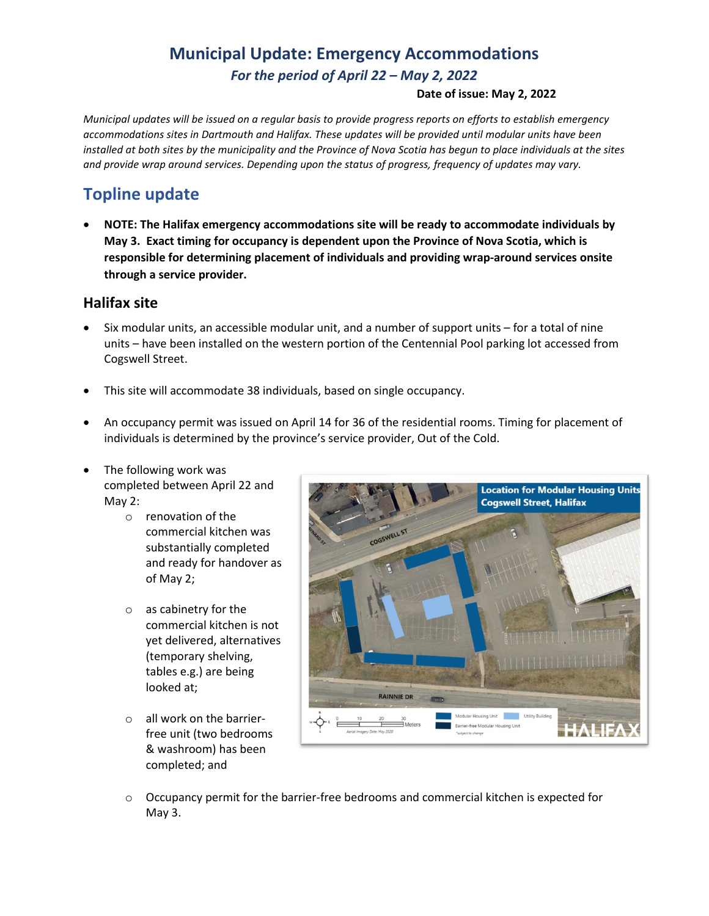# Municipal Update: Emergency Accommodations

*For the period of April 22 – May 2, 2022*

**Date of issue: May 2, 2022**

*Municipal updates will be issued on a regular basis to provide progress reports on efforts to establish emergency accommodations sites in Dartmouth and Halifax. These updates will be provided until modular units have been installed at both sites by the municipality and the Province of Nova Scotia has begun to place individuals at the sites and provide wrap around services. Depending upon the status of progress, frequency of updates may vary.*

## Topline update

- **NOTE: The Halifax emergency accommodations site will be ready to accommodate individuals by May 3. Exact timing for occupancy is dependent upon the Province of Nova Scotia, which is responsible for determining placement of individuals and providing wrap-around services onsite through a service provider.**

### Halifax site

- Six modular units, an accessible modular unit, and a number of support units – for a total of nine units – have been installed on the western portion of the Centennial Pool parking lot accessed from Cogswell Street.
- This site will accommodate 38 individuals, based on single occupancy.
- An occupancy permit was issued on April 14 for 36 of the residential rooms. Timing for placement of individuals is determined by the province's service provider, Out of the Cold.
- The following work was completed between April 22 and May 2:
  - renovation of the commercial kitchen was substantially completed and ready for handover as of May 2;
  - as cabinetry for the commercial kitchen is not yet delivered, alternatives (temporary shelving, tables e.g.) are being looked at;
  - all work on the barrier-free unit (two bedrooms & washroom) has been completed; and
  - Occupancy permit for the barrier-free bedrooms and commercial kitchen is expected for May 3.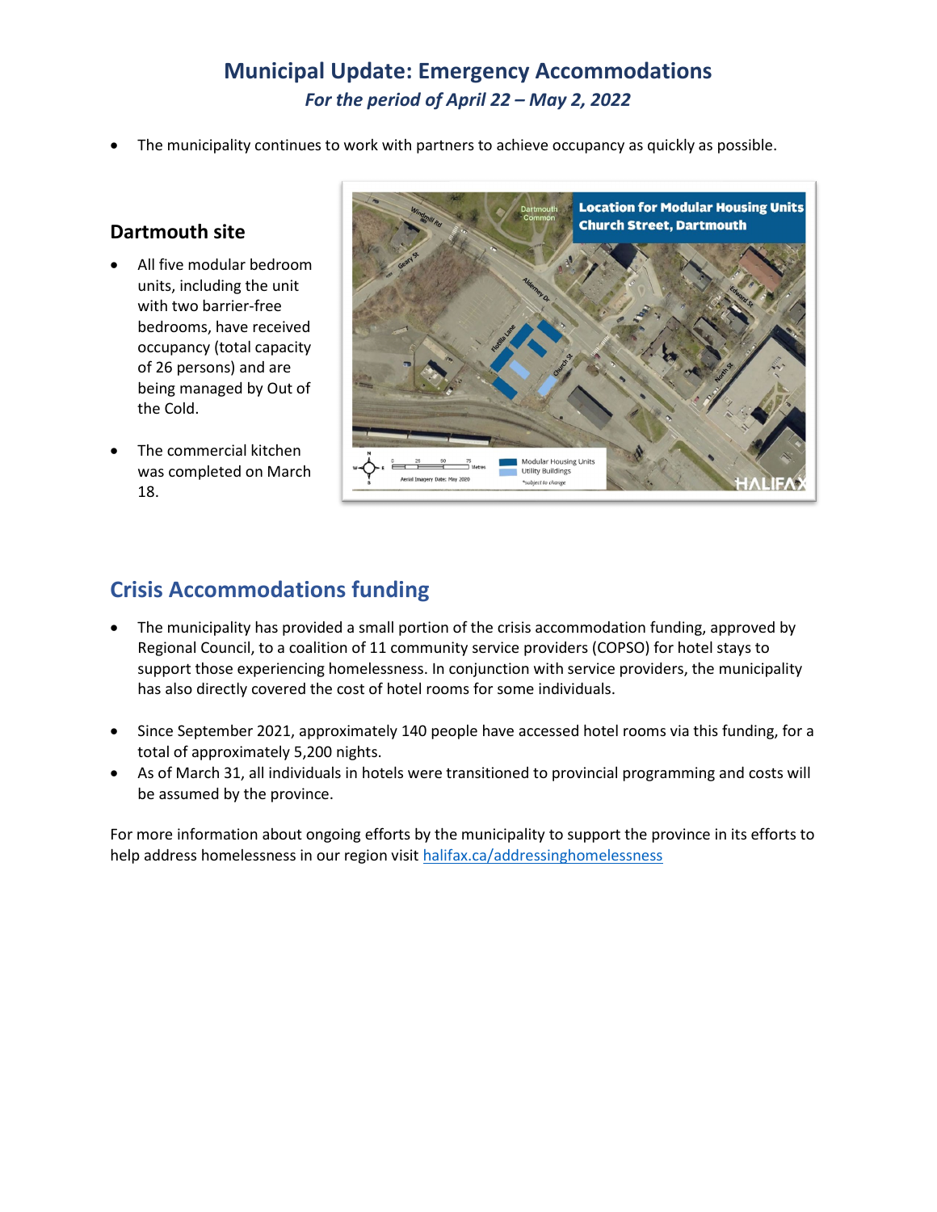## Municipal Update: Emergency Accommodations

*For the period of April 22 – May 2, 2022*

- The municipality continues to work with partners to achieve occupancy as quickly as possible.

### Dartmouth site

- All five modular bedroom units, including the unit with two barrier-free bedrooms, have received occupancy (total capacity of 26 persons) and are being managed by Out of the Cold.
- The commercial kitchen was completed on March 18.

Location for Modular Housing Units
Church Street, Dartmouth

Dartmouth Common
Windmill Rd
Geary St
Flotilla Lane
Alderney Dr
Church St
Edward St
North St

0 25 50 75 Metres
Aerial Imagery Date: May 2020
Modular Housing Units
Utility Buildings
*subject to change
HALIFAX

## Crisis Accommodations funding

- The municipality has provided a small portion of the crisis accommodation funding, approved by Regional Council, to a coalition of 11 community service providers (COPSO) for hotel stays to support those experiencing homelessness. In conjunction with service providers, the municipality has also directly covered the cost of hotel rooms for some individuals.
- Since September 2021, approximately 140 people have accessed hotel rooms via this funding, for a total of approximately 5,200 nights.
- As of March 31, all individuals in hotels were transitioned to provincial programming and costs will be assumed by the province.

For more information about ongoing efforts by the municipality to support the province in its efforts to help address homelessness in our region visit [halifax.ca/addressinghomelessness](halifax.ca/addressinghomelessness)